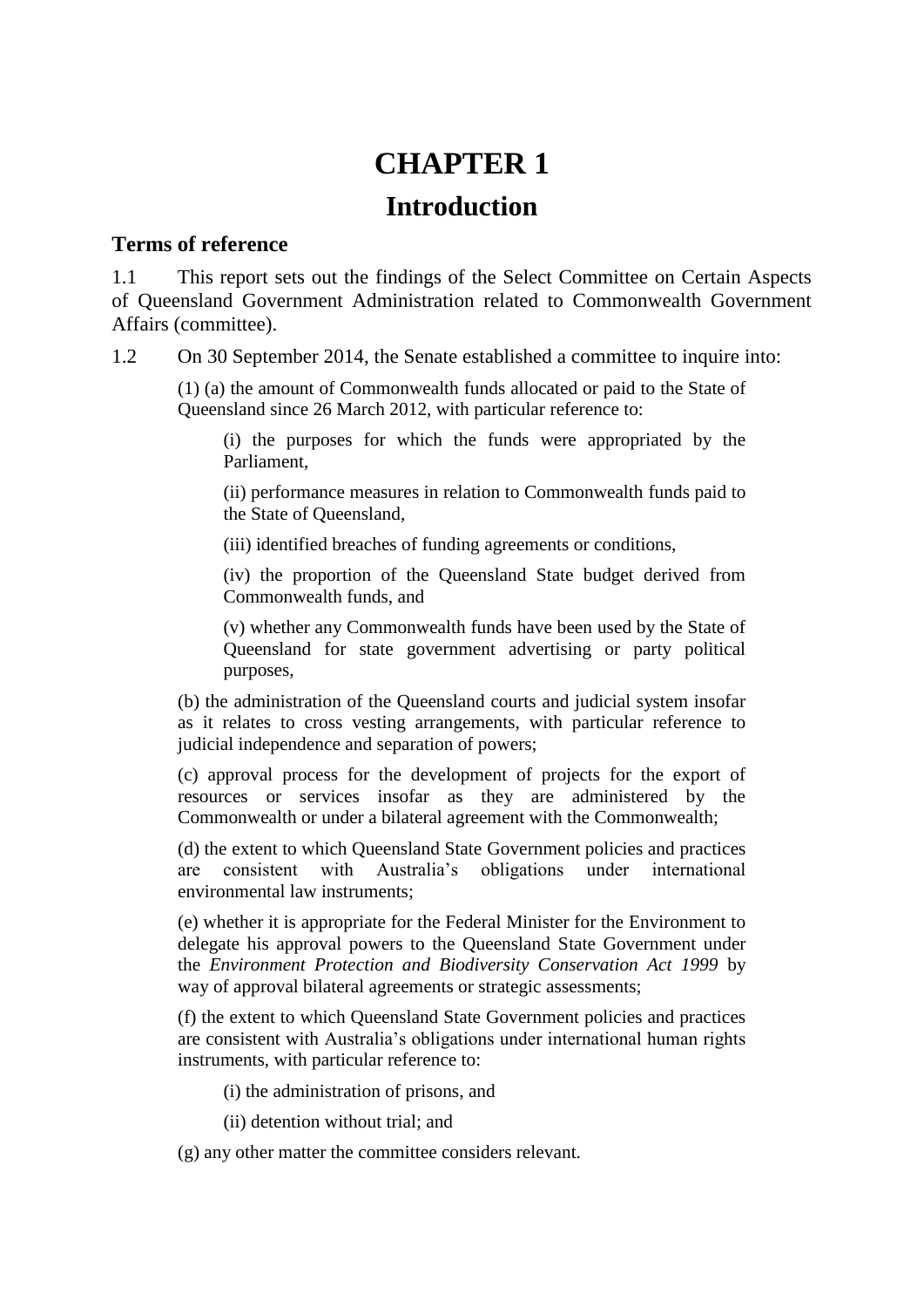# CHAPTER 1

## Introduction

### Terms of reference

1.1 This report sets out the findings of the Select Committee on Certain Aspects of Queensland Government Administration related to Commonwealth Government Affairs (committee).

1.2 On 30 September 2014, the Senate established a committee to inquire into:

> (1) (a) the amount of Commonwealth funds allocated or paid to the State of Queensland since 26 March 2012, with particular reference to:
>
> > (i) the purposes for which the funds were appropriated by the Parliament,
> >
> > (ii) performance measures in relation to Commonwealth funds paid to the State of Queensland,
> >
> > (iii) identified breaches of funding agreements or conditions,
> >
> > (iv) the proportion of the Queensland State budget derived from Commonwealth funds, and
> >
> > (v) whether any Commonwealth funds have been used by the State of Queensland for state government advertising or party political purposes,
>
> (b) the administration of the Queensland courts and judicial system insofar as it relates to cross vesting arrangements, with particular reference to judicial independence and separation of powers;
>
> (c) approval process for the development of projects for the export of resources or services insofar as they are administered by the Commonwealth or under a bilateral agreement with the Commonwealth;
>
> (d) the extent to which Queensland State Government policies and practices are consistent with Australia's obligations under international environmental law instruments;
>
> (e) whether it is appropriate for the Federal Minister for the Environment to delegate his approval powers to the Queensland State Government under the *Environment Protection and Biodiversity Conservation Act 1999* by way of approval bilateral agreements or strategic assessments;
>
> (f) the extent to which Queensland State Government policies and practices are consistent with Australia's obligations under international human rights instruments, with particular reference to:
>
> > (i) the administration of prisons, and
> >
> > (ii) detention without trial; and
>
> (g) any other matter the committee considers relevant.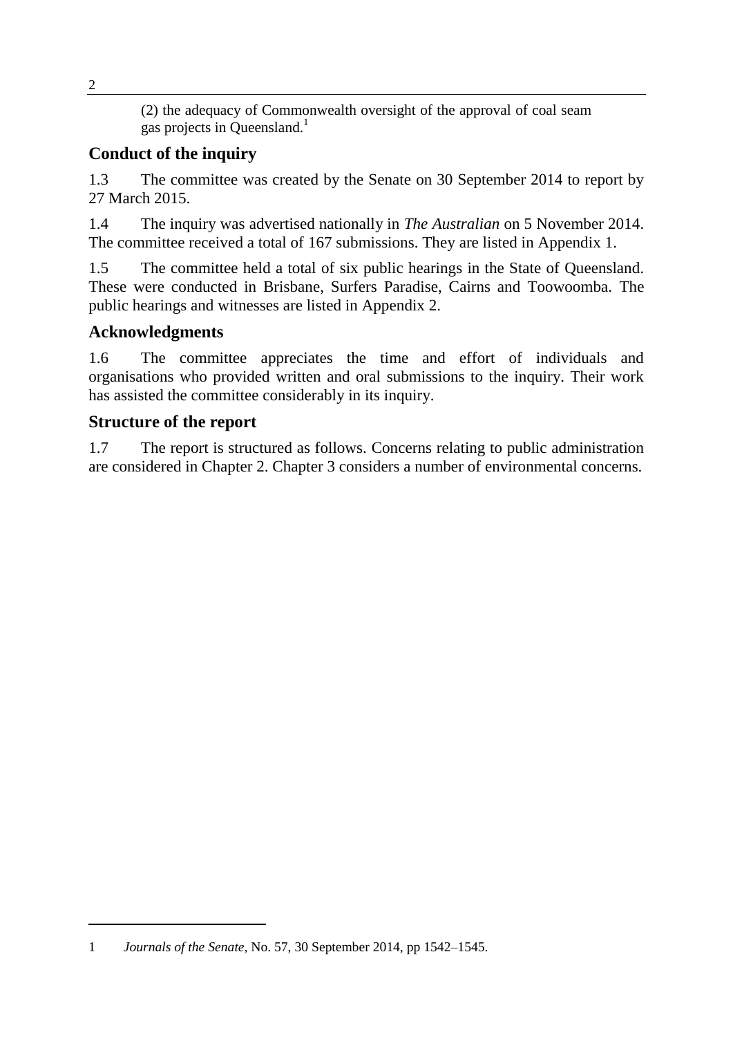(2) the adequacy of Commonwealth oversight of the approval of coal seam gas projects in Queensland.[1]

## Conduct of the inquiry

1.3 The committee was created by the Senate on 30 September 2014 to report by 27 March 2015.

1.4 The inquiry was advertised nationally in *The Australian* on 5 November 2014. The committee received a total of 167 submissions. They are listed in Appendix 1.

1.5 The committee held a total of six public hearings in the State of Queensland. These were conducted in Brisbane, Surfers Paradise, Cairns and Toowoomba. The public hearings and witnesses are listed in Appendix 2.

## Acknowledgments

1.6 The committee appreciates the time and effort of individuals and organisations who provided written and oral submissions to the inquiry. Their work has assisted the committee considerably in its inquiry.

## Structure of the report

1.7 The report is structured as follows. Concerns relating to public administration are considered in Chapter 2. Chapter 3 considers a number of environmental concerns.

---

1 *Journals of the Senate*, No. 57, 30 September 2014, pp 1542–1545.